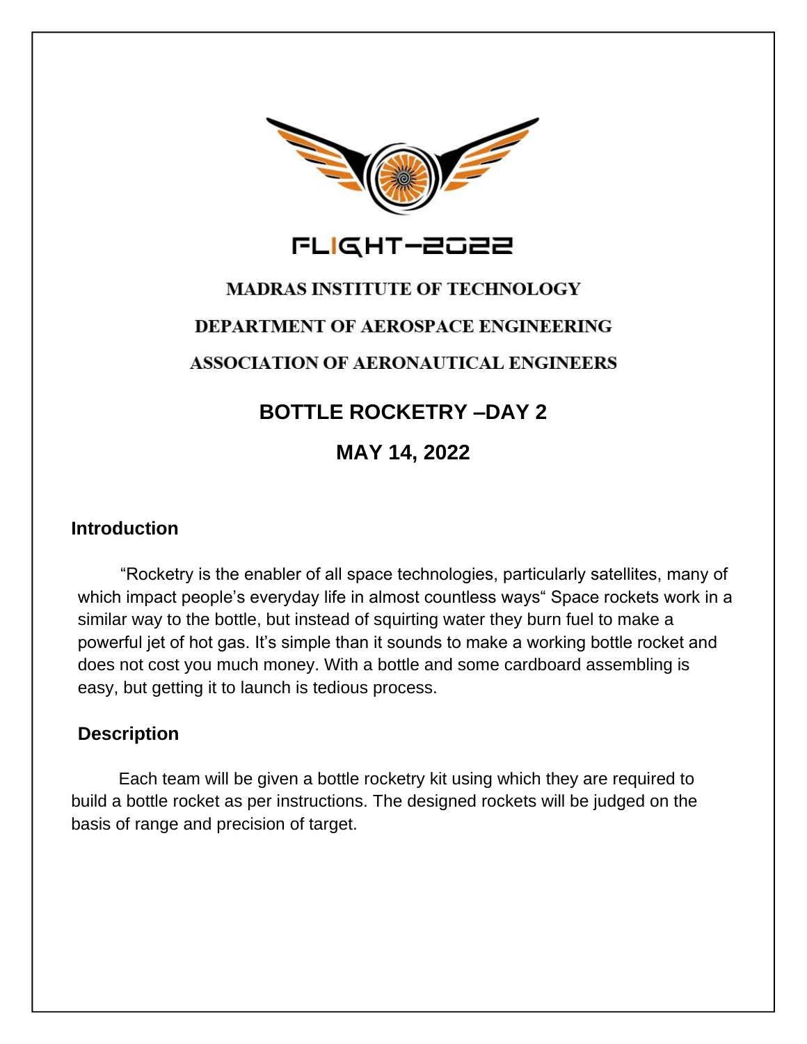# FLIGHT-2022

**MADRAS INSTITUTE OF TECHNOLOGY**

**DEPARTMENT OF AEROSPACE ENGINEERING**

**ASSOCIATION OF AERONAUTICAL ENGINEERS**

## BOTTLE ROCKETRY –DAY 2

## MAY 14, 2022

### Introduction

"Rocketry is the enabler of all space technologies, particularly satellites, many of which impact people's everyday life in almost countless ways" Space rockets work in a similar way to the bottle, but instead of squirting water they burn fuel to make a powerful jet of hot gas. It's simple than it sounds to make a working bottle rocket and does not cost you much money. With a bottle and some cardboard assembling is easy, but getting it to launch is tedious process.

### Description

Each team will be given a bottle rocketry kit using which they are required to build a bottle rocket as per instructions. The designed rockets will be judged on the basis of range and precision of target.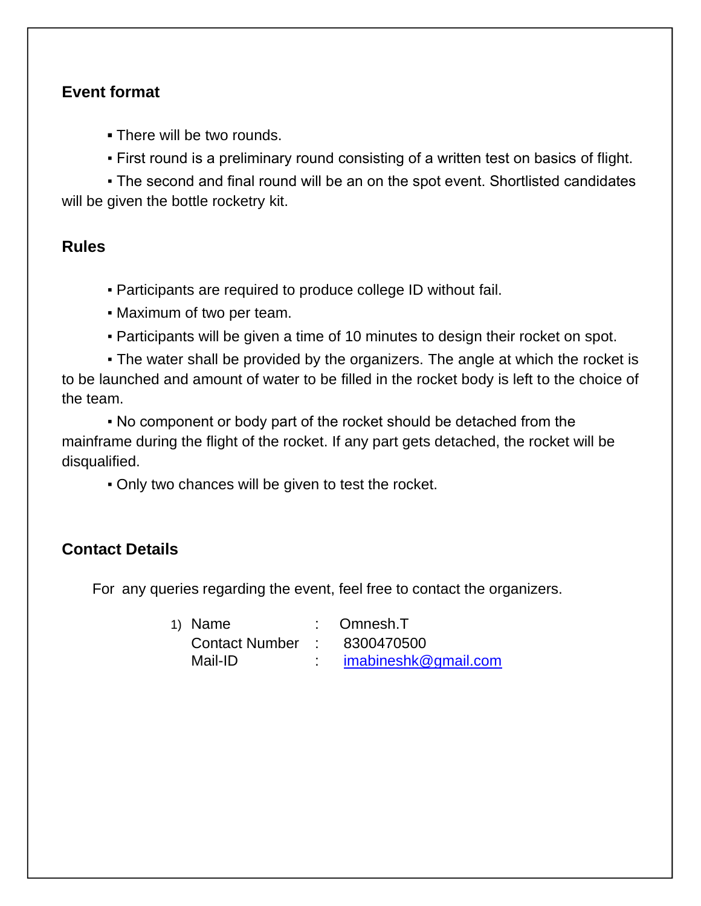## Event format

- There will be two rounds.
- First round is a preliminary round consisting of a written test on basics of flight.
- The second and final round will be an on the spot event. Shortlisted candidates will be given the bottle rocketry kit.

## Rules

- Participants are required to produce college ID without fail.
- Maximum of two per team.
- Participants will be given a time of 10 minutes to design their rocket on spot.
- The water shall be provided by the organizers. The angle at which the rocket is to be launched and amount of water to be filled in the rocket body is left to the choice of the team.
- No component or body part of the rocket should be detached from the mainframe during the flight of the rocket. If any part gets detached, the rocket will be disqualified.
- Only two chances will be given to test the rocket.

## Contact Details

For any queries regarding the event, feel free to contact the organizers.

1) Name : Omnesh.T
   Contact Number : 8300470500
   Mail-ID : imabineshk@gmail.com